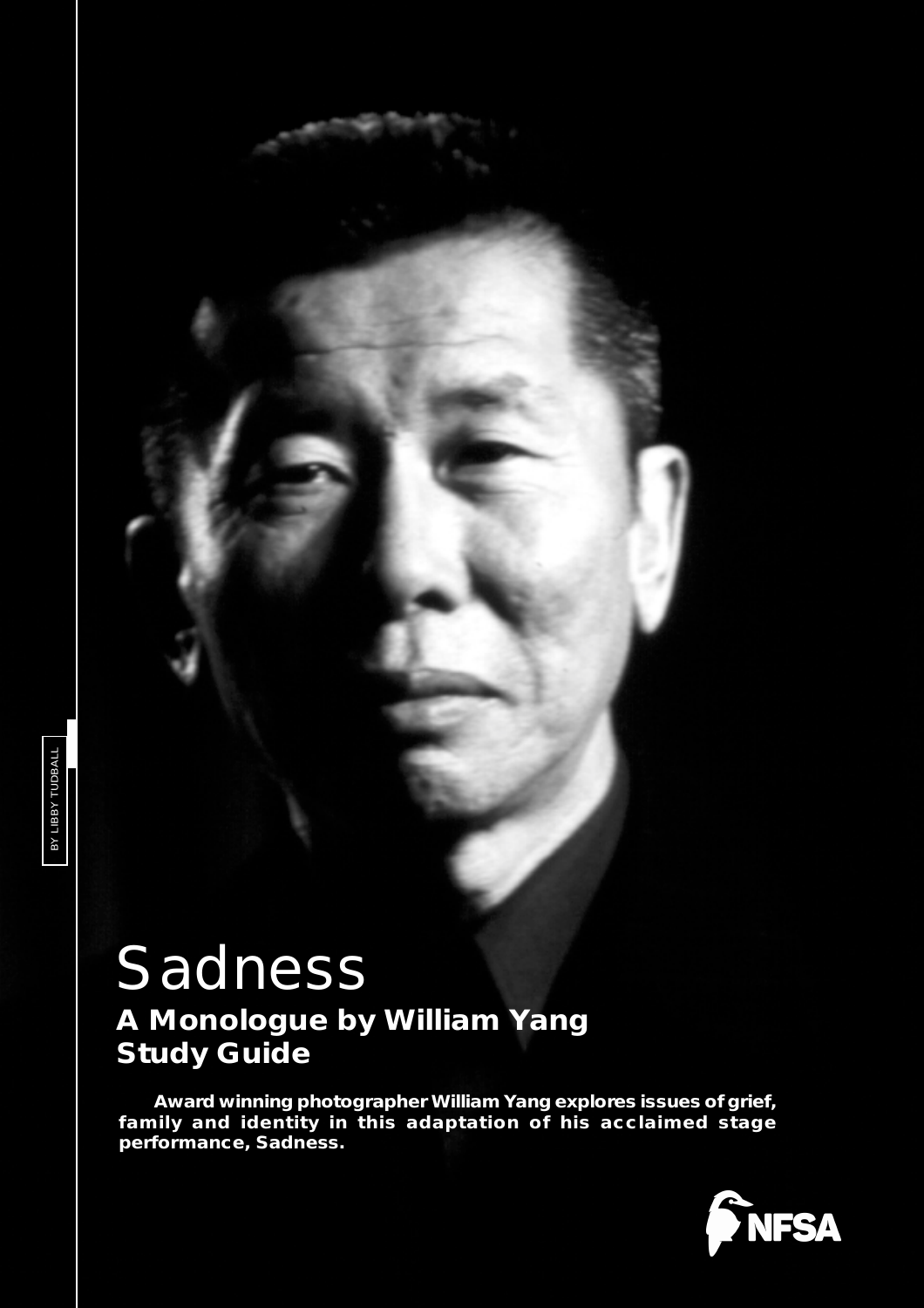BY LIBBY TUDBALL

# Sadness

## A Monologue by William Yang
## Study Guide

**Award winning photographer William Yang explores issues of grief, family and identity in this adaptation of his acclaimed stage performance, Sadness.**

NFSA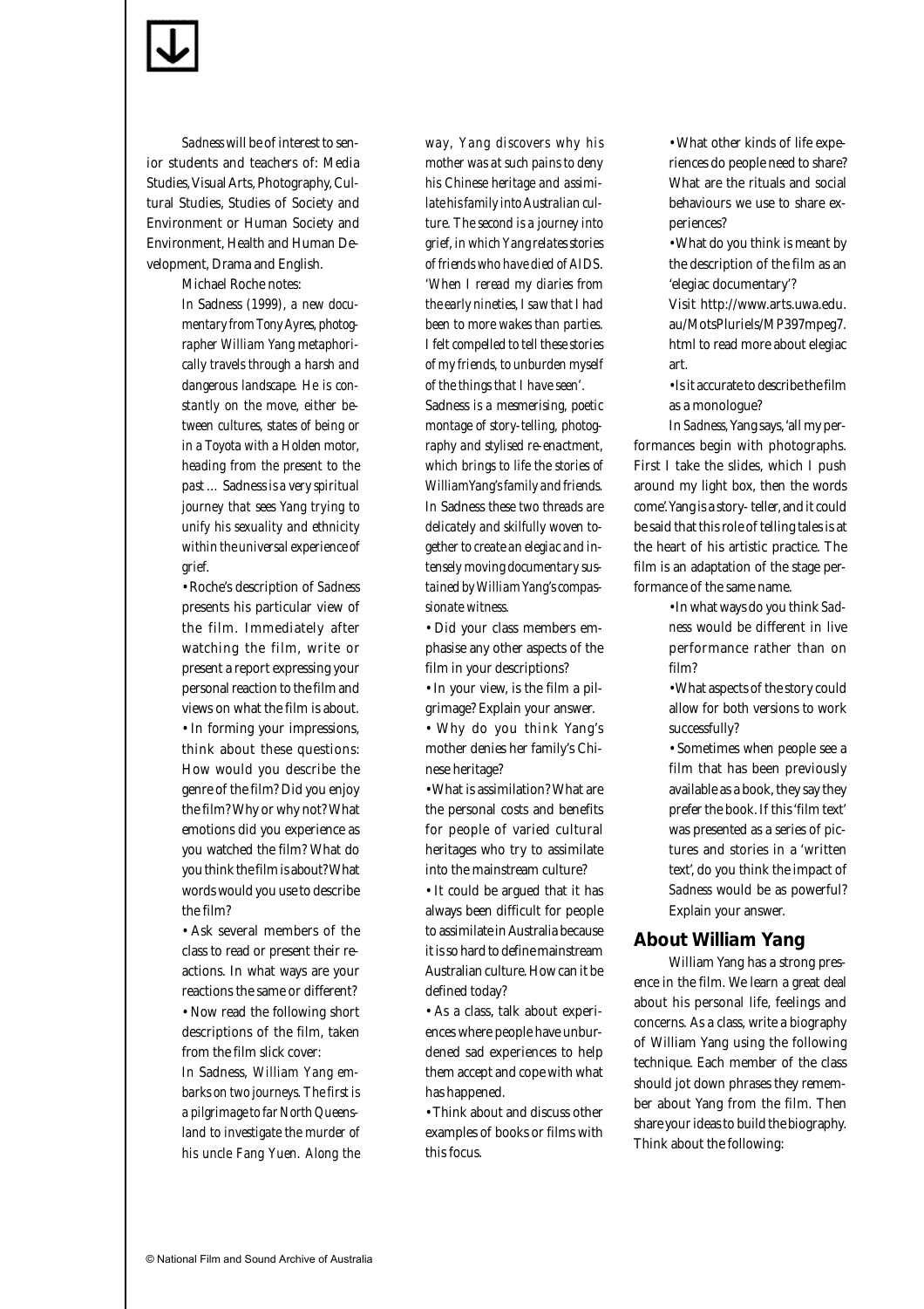*Sadness* will be of interest to senior students and teachers of: Media Studies, Visual Arts, Photography, Cultural Studies, Studies of Society and Environment or Human Society and Environment, Health and Human Development, Drama and English.

Michael Roche notes:

> *In* Sadness *(1999), a new documentary from Tony Ayres, photographer William Yang metaphorically travels through a harsh and dangerous landscape. He is constantly on the move, either between cultures, states of being or in a Toyota with a Holden motor, heading from the present to the past ...* Sadness *is a very spiritual journey that sees Yang trying to unify his sexuality and ethnicity within the universal experience of grief.*

- Roche's description of *Sadness* presents his particular view of the film. Immediately after watching the film, write or present a report expressing your personal reaction to the film and views on what the film is about.
- In forming your impressions, think about these questions: How would you describe the genre of the film? Did you enjoy the film? Why or why not? What emotions did you experience as you watched the film? What do you think the film is about? What words would you use to describe the film?
- Ask several members of the class to read or present their reactions. In what ways are your reactions the same or different?
- Now read the following short descriptions of the film, taken from the film slick cover:

> *In* Sadness*, William Yang embarks on two journeys. The first is a pilgrimage to far North Queensland to investigate the murder of his uncle Fang Yuen. Along the way, Yang discovers why his mother was at such pains to deny his Chinese heritage and assimilate his family into Australian culture. The second is a journey into grief, in which Yang relates stories of friends who have died of AIDS. 'When I reread my diaries from the early nineties, I saw that I had been to more wakes than parties. I felt compelled to tell these stories of my friends, to unburden myself of the things that I have seen'.*
>
> Sadness *is a mesmerising, poetic montage of story-telling, photography and stylised re-enactment, which brings to life the stories of William Yang's family and friends. In* Sadness *these two threads are delicately and skilfully woven together to create an elegiac and intensely moving documentary sustained by William Yang's compassionate witness.*

- Did your class members emphasise any other aspects of the film in your descriptions?
- In your view, is the film a pilgrimage? Explain your answer.
- Why do you think Yang's mother denies her family's Chinese heritage?
- What is assimilation? What are the personal costs and benefits for people of varied cultural heritages who try to assimilate into the mainstream culture?
- It could be argued that it has always been difficult for people to assimilate in Australia because it is so hard to define mainstream Australian culture. How can it be defined today?
- As a class, talk about experiences where people have unburdened sad experiences to help them accept and cope with what has happened.
- Think about and discuss other examples of books or films with this focus.
- What other kinds of life experiences do people need to share? What are the rituals and social behaviours we use to share experiences?
- What do you think is meant by the description of the film as an 'elegiac documentary'?

  Visit http://www.arts.uwa.edu.au/MotsPluriels/MP397mpeg7.html to read more about elegiac art.
- Is it accurate to describe the film as a monologue?

In *Sadness*, Yang says, 'all my performances begin with photographs. First I take the slides, which I push around my light box, then the words come'. Yang is a story- teller, and it could be said that this role of telling tales is at the heart of his artistic practice. The film is an adaptation of the stage performance of the same name.

- In what ways do you think *Sadness* would be different in live performance rather than on film?
- What aspects of the story could allow for both versions to work successfully?
- Sometimes when people see a film that has been previously available as a book, they say they prefer the book. If this 'film text' was presented as a series of pictures and stories in a 'written text', do you think the impact of *Sadness* would be as powerful? Explain your answer.

## About William Yang

William Yang has a strong presence in the film. We learn a great deal about his personal life, feelings and concerns. As a class, write a biography of William Yang using the following technique. Each member of the class should jot down phrases they remember about Yang from the film. Then share your ideas to build the biography. Think about the following: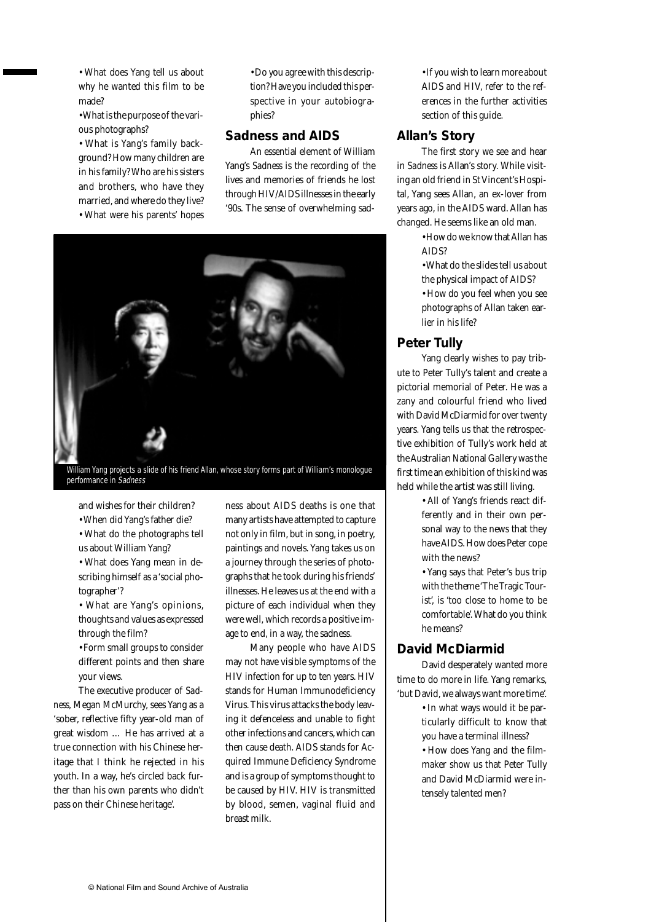- What does Yang tell us about why he wanted this film to be made?
- What is the purpose of the various photographs?
- What is Yang's family background? How many children are in his family? Who are his sisters and brothers, who have they married, and where do they live?
- What were his parents' hopes and wishes for their children?
- When did Yang's father die?
- What do the photographs tell us about William Yang?
- What does Yang mean in describing himself as a 'social photographer'?
- What are Yang's opinions, thoughts and values as expressed through the film?
- Form small groups to consider different points and then share your views.

The executive producer of *Sadness*, Megan McMurchy, sees Yang as a 'sober, reflective fifty year-old man of great wisdom … He has arrived at a true connection with his Chinese heritage that I think he rejected in his youth. In a way, he's circled back further than his own parents who didn't pass on their Chinese heritage'.

- Do you agree with this description? Have you included this perspective in your autobiographies?

## Sadness and AIDS

An essential element of William Yang's *Sadness* is the recording of the lives and memories of friends he lost through HIV/AIDS illnesses in the early '90s. The sense of overwhelming sadness about AIDS deaths is one that many artists have attempted to capture not only in film, but in song, in poetry, paintings and novels. Yang takes us on a journey through the series of photographs that he took during his friends' illnesses. He leaves us at the end with a picture of each individual when they were well, which records a positive image to end, in a way, the sadness.

Many people who have AIDS may not have visible symptoms of the HIV infection for up to ten years. HIV stands for Human Immunodeficiency Virus. This virus attacks the body leaving it defenceless and unable to fight other infections and cancers, which can then cause death. AIDS stands for Acquired Immune Deficiency Syndrome and is a group of symptoms thought to be caused by HIV. HIV is transmitted by blood, semen, vaginal fluid and breast milk.

William Yang projects a slide of his friend Allan, whose story forms part of William's monologue performance in *Sadness*

- If you wish to learn more about AIDS and HIV, refer to the references in the further activities section of this guide.

## Allan's Story

The first story we see and hear in *Sadness* is Allan's story. While visiting an old friend in St Vincent's Hospital, Yang sees Allan, an ex-lover from years ago, in the AIDS ward. Allan has changed. He seems like an old man.

- How do we know that Allan has AIDS?
- What do the slides tell us about the physical impact of AIDS?
- How do you feel when you see photographs of Allan taken earlier in his life?

## Peter Tully

Yang clearly wishes to pay tribute to Peter Tully's talent and create a pictorial memorial of Peter. He was a zany and colourful friend who lived with David McDiarmid for over twenty years. Yang tells us that the retrospective exhibition of Tully's work held at the Australian National Gallery was the first time an exhibition of this kind was held while the artist was still living.

- All of Yang's friends react differently and in their own personal way to the news that they have AIDS. How does Peter cope with the news?
- Yang says that Peter's bus trip with the theme 'The Tragic Tourist', is 'too close to home to be comfortable'. What do you think he means?

## David McDiarmid

David desperately wanted more time to do more in life. Yang remarks, 'but David, we always want more time'.

- In what ways would it be particularly difficult to know that you have a terminal illness?
- How does Yang and the filmmaker show us that Peter Tully and David McDiarmid were intensely talented men?

© National Film and Sound Archive of Australia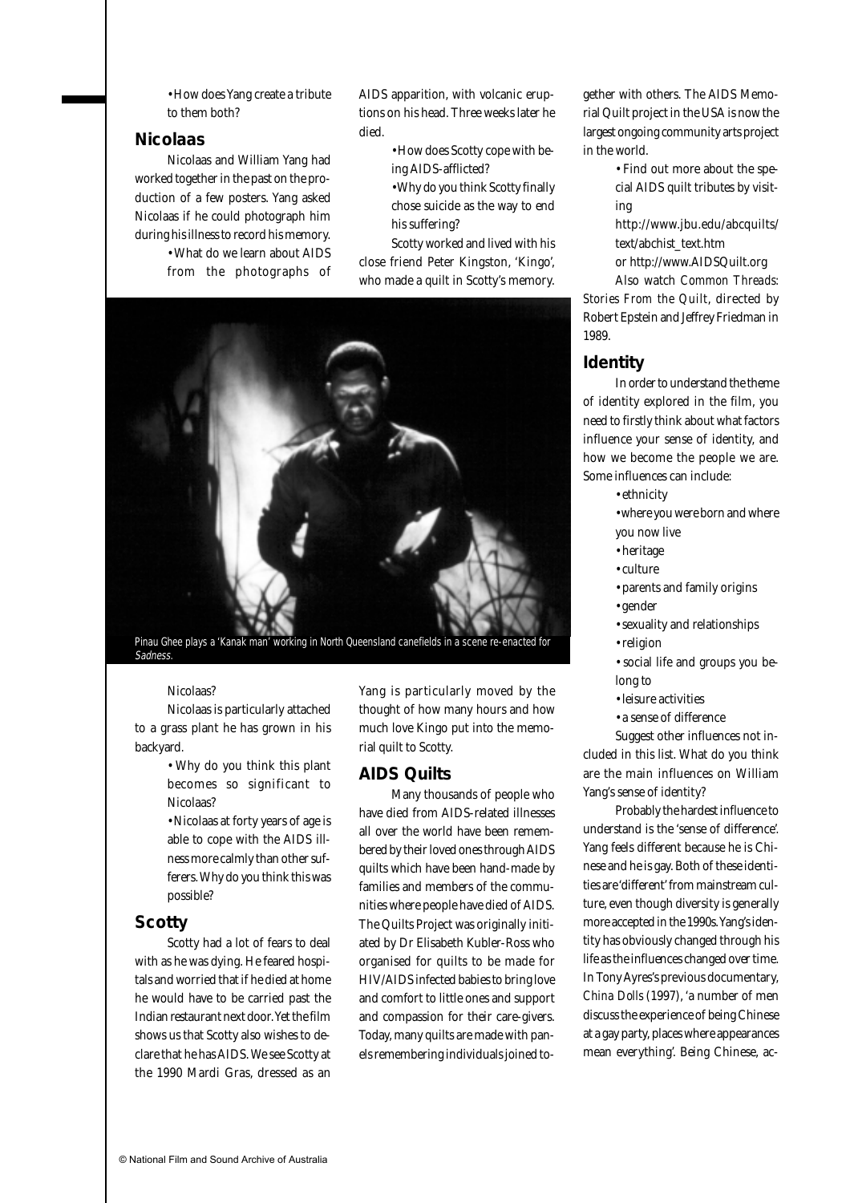• How does Yang create a tribute to them both?

## Nicolaas

Nicolaas and William Yang had worked together in the past on the production of a few posters. Yang asked Nicolaas if he could photograph him during his illness to record his memory.

- What do we learn about AIDS from the photographs of Nicolaas?

Nicolaas is particularly attached to a grass plant he has grown in his backyard.

- Why do you think this plant becomes so significant to Nicolaas?
- Nicolaas at forty years of age is able to cope with the AIDS illness more calmly than other sufferers. Why do you think this was possible?

## Scotty

Scotty had a lot of fears to deal with as he was dying. He feared hospitals and worried that if he died at home he would have to be carried past the Indian restaurant next door. Yet the film shows us that Scotty also wishes to declare that he has AIDS. We see Scotty at the 1990 Mardi Gras, dressed as an AIDS apparition, with volcanic eruptions on his head. Three weeks later he died.

- How does Scotty cope with being AIDS-afflicted?
- Why do you think Scotty finally chose suicide as the way to end his suffering?

Scotty worked and lived with his close friend Peter Kingston, 'Kingo', who made a quilt in Scotty's memory.

Pinau Ghee plays a 'Kanak man' working in North Queensland canefields in a scene re-enacted for *Sadness*.

Yang is particularly moved by the thought of how many hours and how much love Kingo put into the memorial quilt to Scotty.

## AIDS Quilts

Many thousands of people who have died from AIDS-related illnesses all over the world have been remembered by their loved ones through AIDS quilts which have been hand-made by families and members of the communities where people have died of AIDS. The Quilts Project was originally initiated by Dr Elisabeth Kubler-Ross who organised for quilts to be made for HIV/AIDS infected babies to bring love and comfort to little ones and support and compassion for their care-givers. Today, many quilts are made with panels remembering individuals joined together with others. The AIDS Memorial Quilt project in the USA is now the largest ongoing community arts project in the world.

- Find out more about the special AIDS quilt tributes by visiting http://www.jbu.edu/abcquilts/text/abchist_text.htm or http://www.AIDSQuilt.org

Also watch *Common Threads: Stories From the Quilt*, directed by Robert Epstein and Jeffrey Friedman in 1989.

## Identity

In order to understand the theme of identity explored in the film, you need to firstly think about what factors influence your sense of identity, and how we become the people we are. Some influences can include:

- ethnicity
- where you were born and where you now live
- heritage
- culture
- parents and family origins
- gender
- sexuality and relationships
- religion
- social life and groups you belong to
- leisure activities
- a sense of difference

Suggest other influences not included in this list. What do you think are the main influences on William Yang's sense of identity?

Probably the hardest influence to understand is the 'sense of difference'. Yang feels different because he is Chinese and he is gay. Both of these identities are 'different' from mainstream culture, even though diversity is generally more accepted in the 1990s. Yang's identity has obviously changed through his life as the influences changed over time. In Tony Ayres's previous documentary, *China Dolls* (1997), 'a number of men discuss the experience of being Chinese at a gay party, places where appearances mean everything'. Being Chinese, ac-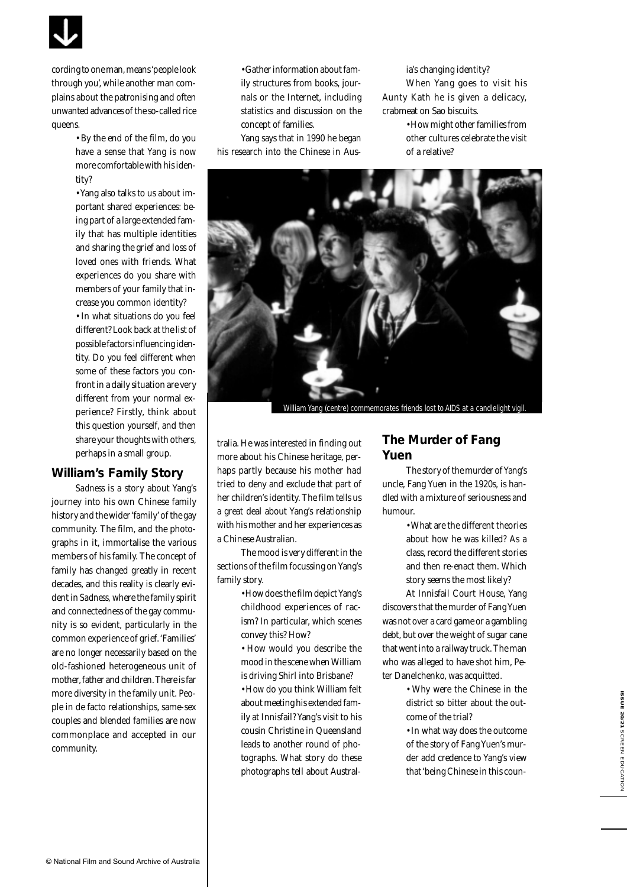cording to one man, means 'people look through you', while another man complains about the patronising and often unwanted advances of the so-called rice queens.

- By the end of the film, do you have a sense that Yang is now more comfortable with his identity?
- Yang also talks to us about important shared experiences: being part of a large extended family that has multiple identities and sharing the grief and loss of loved ones with friends. What experiences do you share with members of your family that increase you common identity?
- In what situations do you feel different? Look back at the list of possible factors influencing identity. Do you feel different when some of these factors you confront in a daily situation are very different from your normal experience? Firstly, think about this question yourself, and then share your thoughts with others, perhaps in a small group.

## William's Family Story

*Sadness* is a story about Yang's journey into his own Chinese family history and the wider 'family' of the gay community. The film, and the photographs in it, immortalise the various members of his family. The concept of family has changed greatly in recent decades, and this reality is clearly evident in *Sadness*, where the family spirit and connectedness of the gay community is so evident, particularly in the common experience of grief. 'Families' are no longer necessarily based on the old-fashioned heterogeneous unit of mother, father and children. There is far more diversity in the family unit. People in de facto relationships, same-sex couples and blended families are now commonplace and accepted in our community.

- Gather information about family structures from books, journals or the Internet, including statistics and discussion on the concept of families.

Yang says that in 1990 he began his research into the Chinese in Australia. He was interested in finding out more about his Chinese heritage, perhaps partly because his mother had tried to deny and exclude that part of her children's identity. The film tells us a great deal about Yang's relationship with his mother and her experiences as a Chinese Australian.

William Yang (centre) commemorates friends lost to AIDS at a candlelight vigil.

The mood is very different in the sections of the film focussing on Yang's family story.

- How does the film depict Yang's childhood experiences of racism? In particular, which scenes convey this? How?
- How would you describe the mood in the scene when William is driving Shirl into Brisbane?
- How do you think William felt about meeting his extended family at Innisfail? Yang's visit to his cousin Christine in Queensland leads to another round of photographs. What story do these photographs tell about Australia's changing identity?

When Yang goes to visit his Aunty Kath he is given a delicacy, crabmeat on Sao biscuits.

- How might other families from other cultures celebrate the visit of a relative?

## The Murder of Fang Yuen

The story of the murder of Yang's uncle, Fang Yuen in the 1920s, is handled with a mixture of seriousness and humour.

- What are the different theories about how he was killed? As a class, record the different stories and then re-enact them. Which story seems the most likely?

At Innisfail Court House, Yang discovers that the murder of Fang Yuen was not over a card game or a gambling debt, but over the weight of sugar cane that went into a railway truck. The man who was alleged to have shot him, Peter Danelchenko, was acquitted.

- Why were the Chinese in the district so bitter about the outcome of the trial?
- In what way does the outcome of the story of Fang Yuen's murder add credence to Yang's view that 'being Chinese in this coun-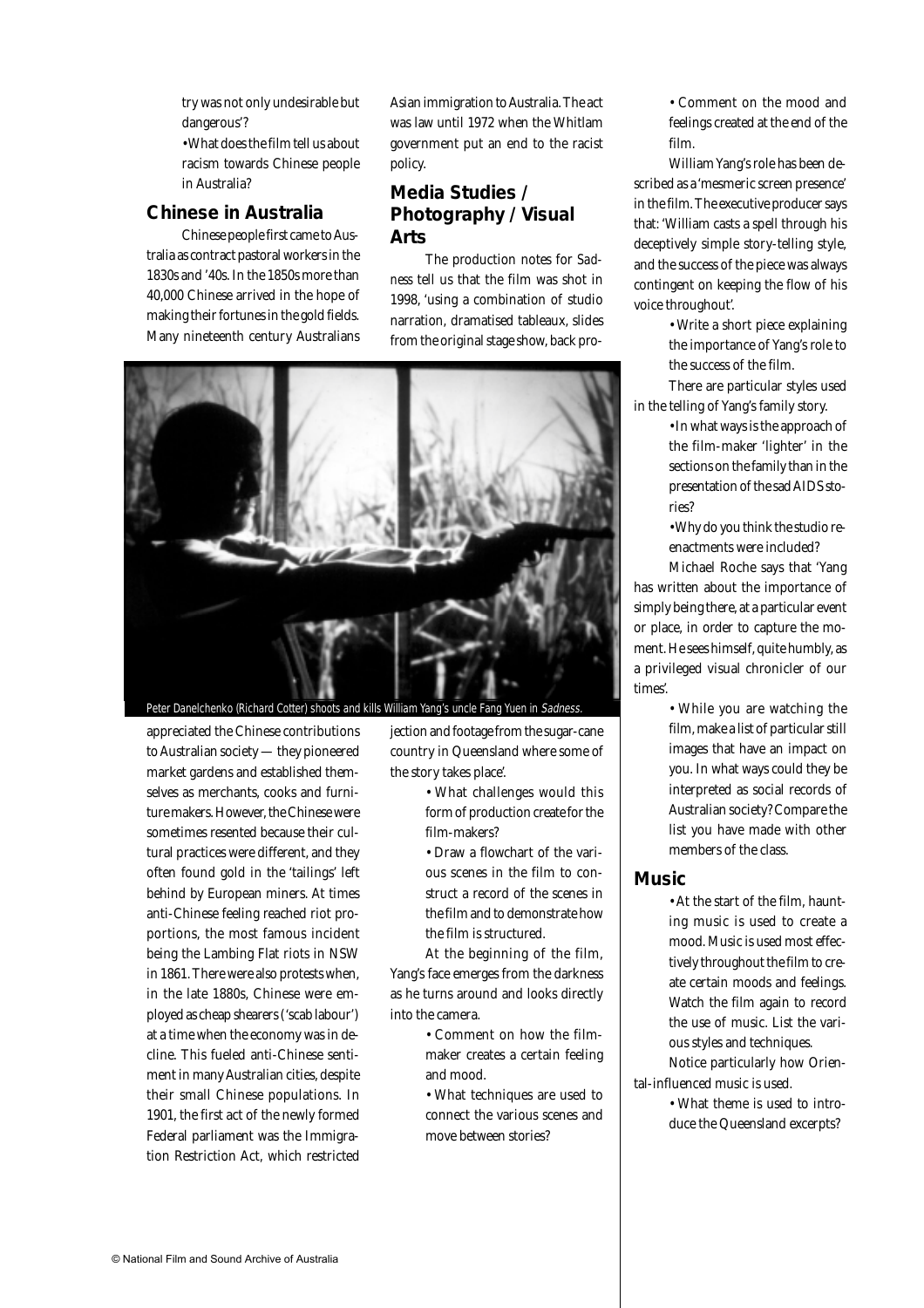try was not only undesirable but dangerous'?

- What does the film tell us about racism towards Chinese people in Australia?

## Chinese in Australia

Chinese people first came to Australia as contract pastoral workers in the 1830s and '40s. In the 1850s more than 40,000 Chinese arrived in the hope of making their fortunes in the gold fields. Many nineteenth century Australians appreciated the Chinese contributions to Australian society — they pioneered market gardens and established themselves as merchants, cooks and furniture makers. However, the Chinese were sometimes resented because their cultural practices were different, and they often found gold in the 'tailings' left behind by European miners. At times anti-Chinese feeling reached riot proportions, the most famous incident being the Lambing Flat riots in NSW in 1861. There were also protests when, in the late 1880s, Chinese were employed as cheap shearers ('scab labour') at a time when the economy was in decline. This fueled anti-Chinese sentiment in many Australian cities, despite their small Chinese populations. In 1901, the first act of the newly formed Federal parliament was the Immigration Restriction Act, which restricted Asian immigration to Australia. The act was law until 1972 when the Whitlam government put an end to the racist policy.

## Media Studies / Photography / Visual Arts

The production notes for *Sadness* tell us that the film was shot in 1998, 'using a combination of studio narration, dramatised tableaux, slides from the original stage show, back projection and footage from the sugar-cane country in Queensland where some of the story takes place'.

- What challenges would this form of production create for the film-makers?
- Draw a flowchart of the various scenes in the film to construct a record of the scenes in the film and to demonstrate how the film is structured.

At the beginning of the film, Yang's face emerges from the darkness as he turns around and looks directly into the camera.

- Comment on how the film-maker creates a certain feeling and mood.
- What techniques are used to connect the various scenes and move between stories?
- Comment on the mood and feelings created at the end of the film.

William Yang's role has been described as a 'mesmeric screen presence' in the film. The executive producer says that: 'William casts a spell through his deceptively simple story-telling style, and the success of the piece was always contingent on keeping the flow of his voice throughout'.

- Write a short piece explaining the importance of Yang's role to the success of the film.

There are particular styles used in the telling of Yang's family story.

- In what ways is the approach of the film-maker 'lighter' in the sections on the family than in the presentation of the sad AIDS stories?
- Why do you think the studio re-enactments were included?

Michael Roche says that 'Yang has written about the importance of simply being there, at a particular event or place, in order to capture the moment. He sees himself, quite humbly, as a privileged visual chronicler of our times'.

- While you are watching the film, make a list of particular still images that have an impact on you. In what ways could they be interpreted as social records of Australian society? Compare the list you have made with other members of the class.

## Music

- At the start of the film, haunting music is used to create a mood. Music is used most effectively throughout the film to create certain moods and feelings. Watch the film again to record the use of music. List the various styles and techniques.

Notice particularly how Oriental-influenced music is used.

- What theme is used to introduce the Queensland excerpts?

Peter Danelchenko (Richard Cotter) shoots and kills William Yang's uncle Fang Yuen in *Sadness*.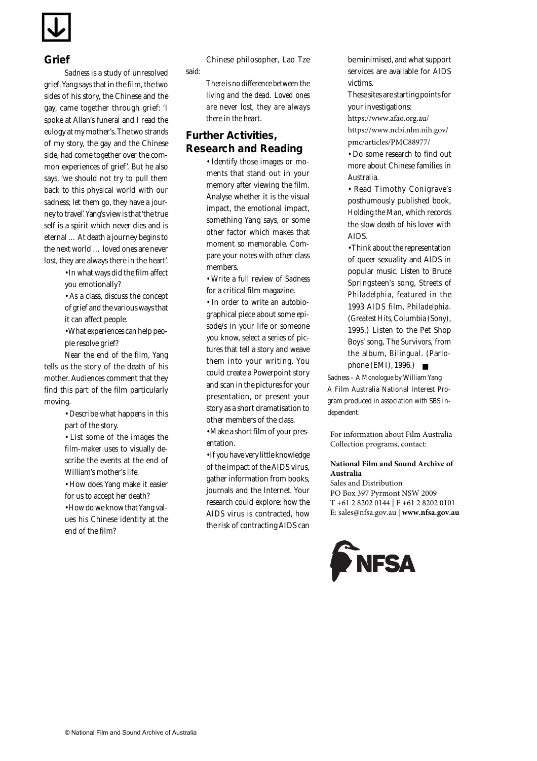## Grief

*Sadness* is a study of unresolved grief. Yang says that in the film, the two sides of his story, the Chinese and the gay, came together through grief: 'I spoke at Allan's funeral and I read the eulogy at my mother's. The two strands of my story, the gay and the Chinese side, had come together over the common experiences of grief'. But he also says, 'we should not try to pull them back to this physical world with our sadness; let them go, they have a journey to travel'. Yang's view is that 'the true self is a spirit which never dies and is eternal … At death a journey begins to the next world … loved ones are never lost, they are always there in the heart'.

- In what ways did the film affect you emotionally?
- As a class, discuss the concept of grief and the various ways that it can affect people.
- What experiences can help people resolve grief?

Near the end of the film, Yang tells us the story of the death of his mother. Audiences comment that they find this part of the film particularly moving.

- Describe what happens in this part of the story.
- List some of the images the film-maker uses to visually describe the events at the end of William's mother's life.
- How does Yang make it easier for us to accept her death?
- How do we know that Yang values his Chinese identity at the end of the film?

Chinese philosopher, Lao Tze said:

> *There is no difference between the living and the dead. Loved ones are never lost, they are always there in the heart.*

## Further Activities, Research and Reading

- Identify those images or moments that stand out in your memory after viewing the film. Analyse whether it is the visual impact, the emotional impact, something Yang says, or some other factor which makes that moment so memorable. Compare your notes with other class members.
- Write a full review of *Sadness* for a critical film magazine.
- In order to write an autobiographical piece about some episode/s in your life or someone you know, select a series of pictures that tell a story and weave them into your writing. You could create a Powerpoint story and scan in the pictures for your presentation, or present your story as a short dramatisation to other members of the class.
- Make a short film of your presentation.
- If you have very little knowledge of the impact of the AIDS virus, gather information from books, journals and the Internet. Your research could explore: how the AIDS virus is contracted, how the risk of contracting AIDS can be minimised, and what support services are available for AIDS victims.

  These sites are starting points for your investigations:

  https://www.afao.org.au/
  https://www.ncbi.nlm.nih.gov/pmc/articles/PMC88977/
- Do some research to find out more about Chinese families in Australia.
- Read Timothy Conigrave's posthumously published book, *Holding the Man*, which records the slow death of his lover with AIDS.
- Think about the representation of queer sexuality and AIDS in popular music. Listen to Bruce Springsteen's song, *Streets of Philadelphia*, featured in the 1993 AIDS film, *Philadelphia*. (*Greatest Hits*, Columbia (Sony), 1995.) Listen to the Pet Shop Boys' song, *The Survivors*, from the album, *Bilingual*. (Parlophone (EMI), 1996.) ■

*Sadness – A Monologue by William Yang*
A Film Australia National Interest Program produced in association with SBS Independent.

For information about Film Australia Collection programs, contact:

**National Film and Sound Archive of Australia**
Sales and Distribution
PO Box 397 Pyrmont NSW 2009
T +61 2 8202 0144 | F +61 2 8202 0101
E: sales@nfsa.gov.au | **www.nfsa.gov.au**

NFSA

© National Film and Sound Archive of Australia